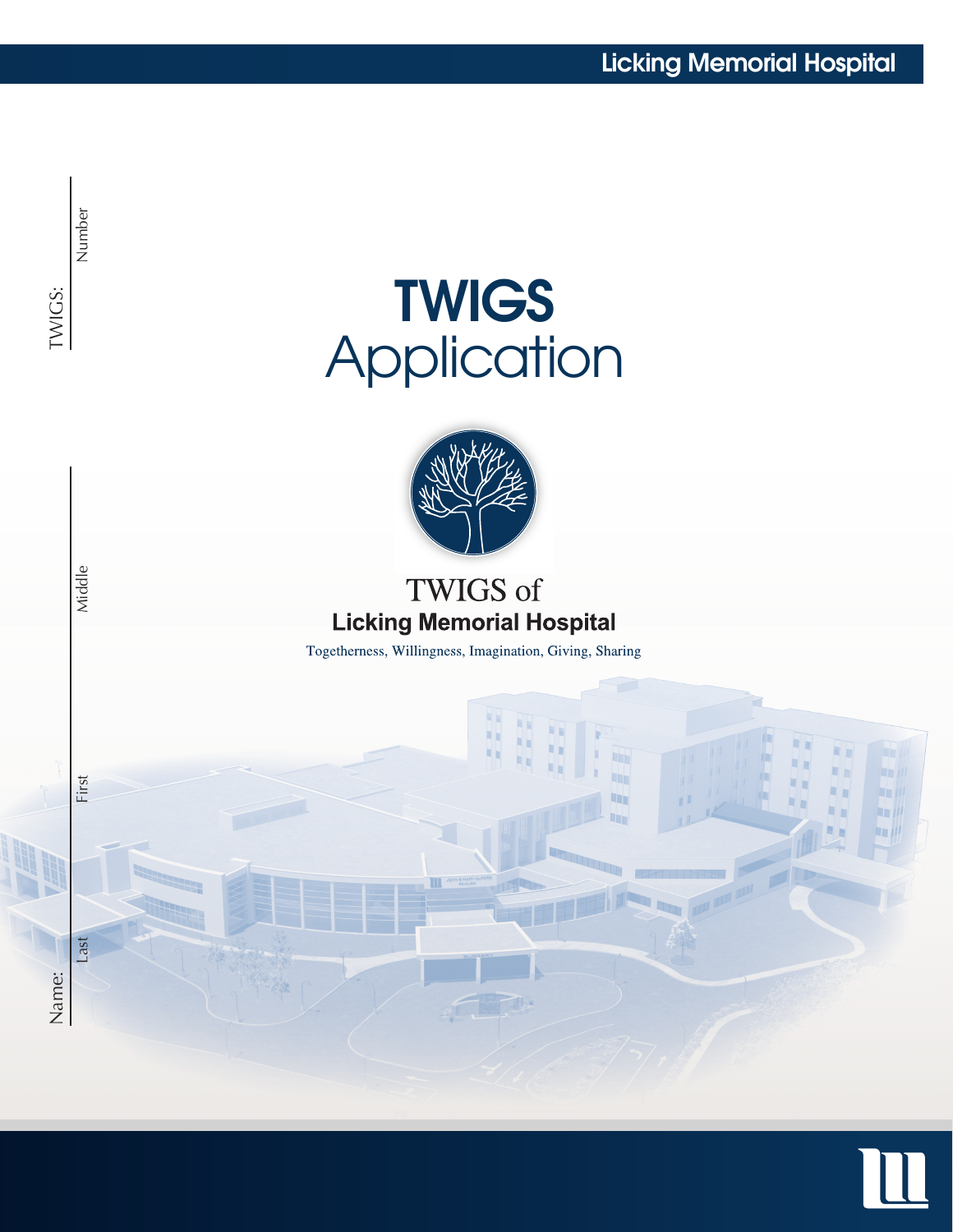Licking Memorial Hospital

# TWIGS Application

TWIGS of
**Licking Memorial Hospital**

Togetherness, Willingness, Imagination, Giving, Sharing

TWIGS: ____________
Number

Name: ____________ ____________ ____________
Last First Middle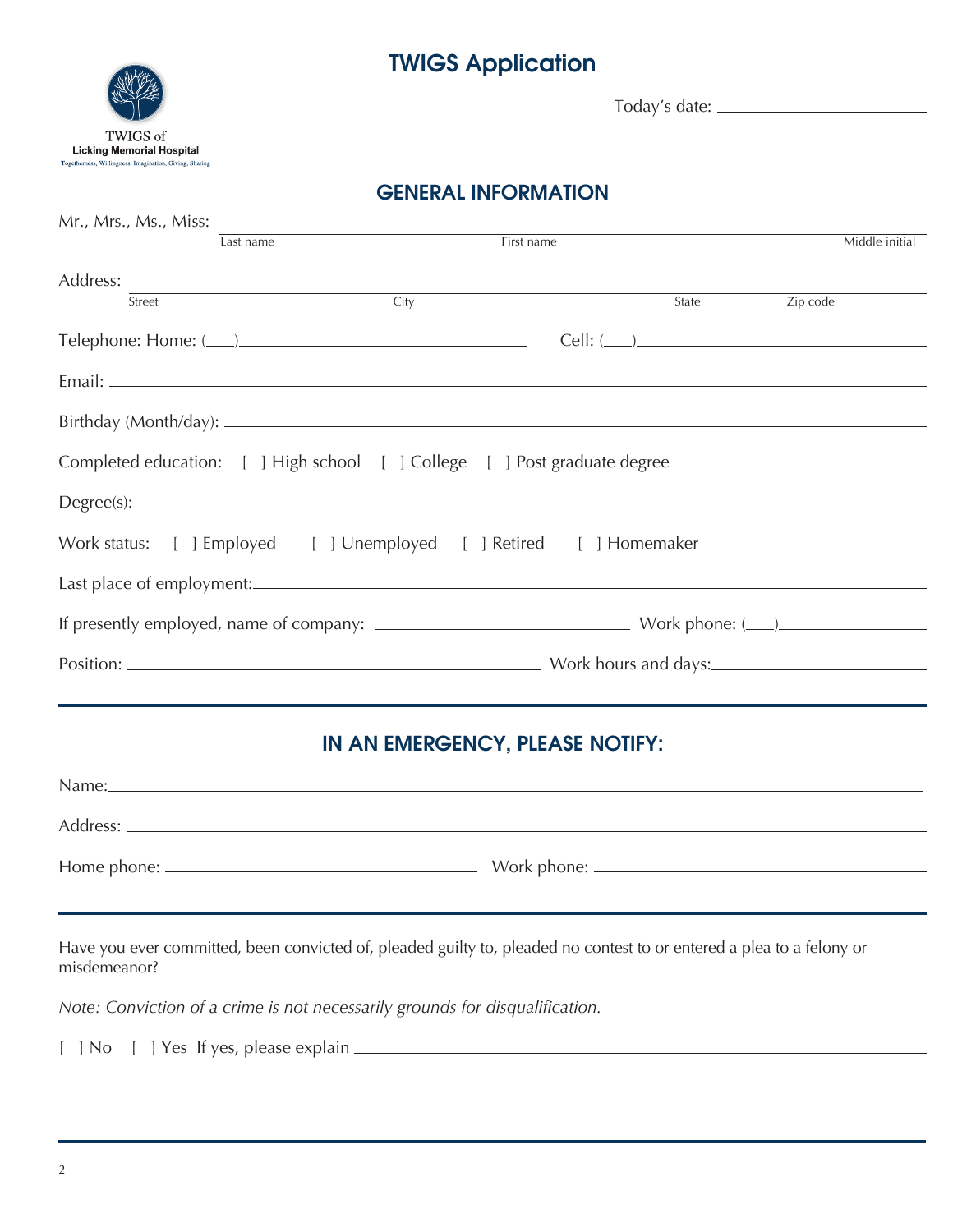# TWIGS Application

TWIGS of
**Licking Memorial Hospital**
Togetherness, Willingness, Imagination, Giving, Sharing

Today's date: ______________________

## GENERAL INFORMATION

Mr., Mrs., Ms., Miss: ______________________________________________________________
Last name                    First name                    Middle initial

Address: ______________________________________________________________
Street                    City                    State                    Zip code

Telephone: Home: (___)____________________    Cell: (___)____________________

Email: ______________________________________________________________

Birthday (Month/day): ______________________________________________________________

Completed education: [ ] High school [ ] College [ ] Post graduate degree

Degree(s): ______________________________________________________________

Work status: [ ] Employed [ ] Unemployed [ ] Retired [ ] Homemaker

Last place of employment: ______________________________________________________________

If presently employed, name of company: ____________________ Work phone: (___)______________

Position: ______________________________ Work hours and days: ______________________

## IN AN EMERGENCY, PLEASE NOTIFY:

Name: ______________________________________________________________

Address: ______________________________________________________________

Home phone: ____________________________ Work phone: ____________________________

Have you ever committed, been convicted of, pleaded guilty to, pleaded no contest to or entered a plea to a felony or misdemeanor?

*Note: Conviction of a crime is not necessarily grounds for disqualification.*

[ ] No [ ] Yes If yes, please explain ______________________________________________________________

______________________________________________________________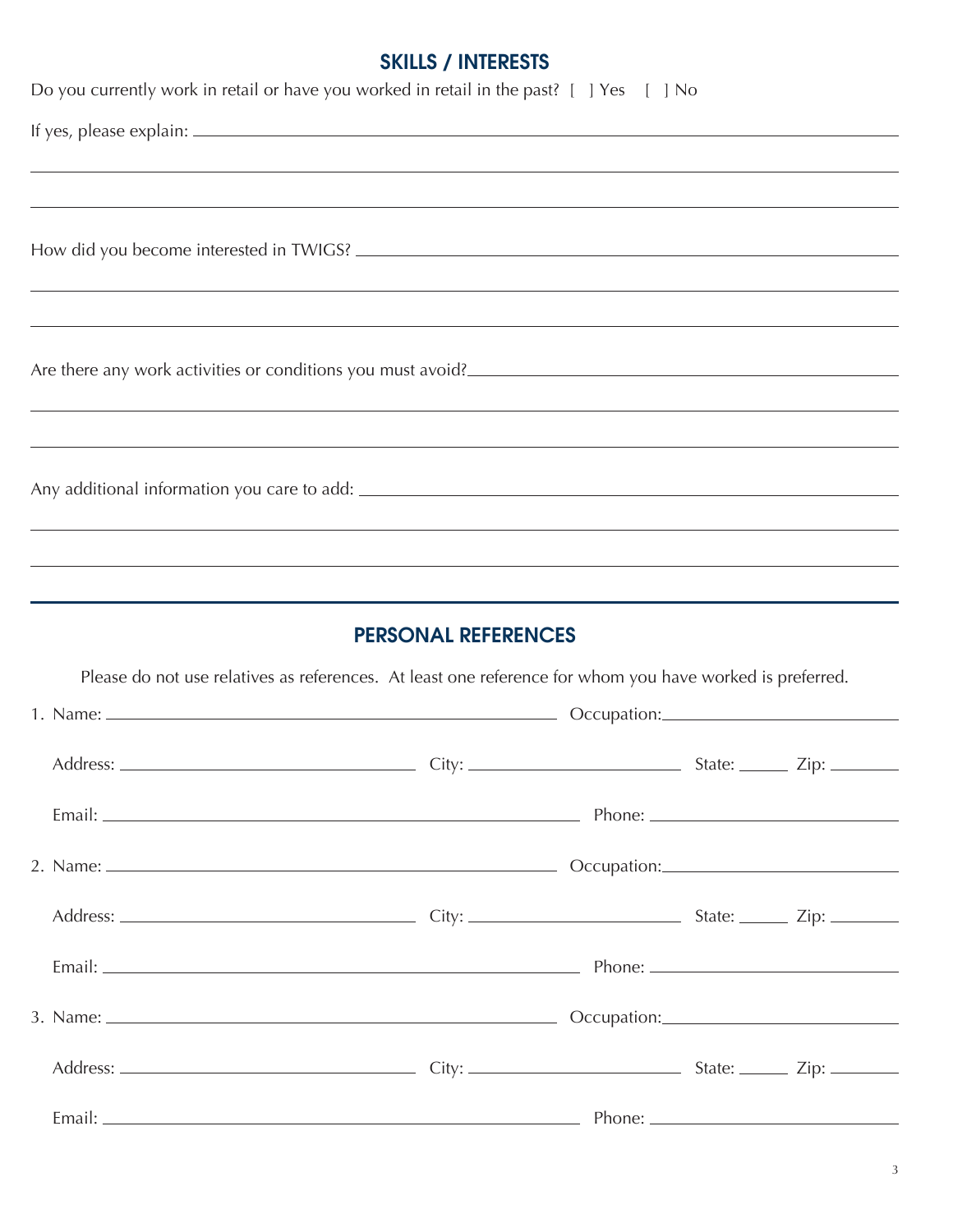## SKILLS / INTERESTS

Do you currently work in retail or have you worked in retail in the past? [ ] Yes [ ] No

If yes, please explain: ______________________________________________

______________________________________________

______________________________________________

How did you become interested in TWIGS? ______________________________________________

______________________________________________

______________________________________________

Are there any work activities or conditions you must avoid? ______________________________________________

______________________________________________

______________________________________________

Any additional information you care to add: ______________________________________________

______________________________________________

______________________________________________

## PERSONAL REFERENCES

Please do not use relatives as references. At least one reference for whom you have worked is preferred.

1. Name: ______________________________ Occupation: ______________________

   Address: ______________________ City: ______________________ State: ______ Zip: ________

   Email: ______________________________ Phone: ______________________

2. Name: ______________________________ Occupation: ______________________

   Address: ______________________ City: ______________________ State: ______ Zip: ________

   Email: ______________________________ Phone: ______________________

3. Name: ______________________________ Occupation: ______________________

   Address: ______________________ City: ______________________ State: ______ Zip: ________

   Email: ______________________________ Phone: ______________________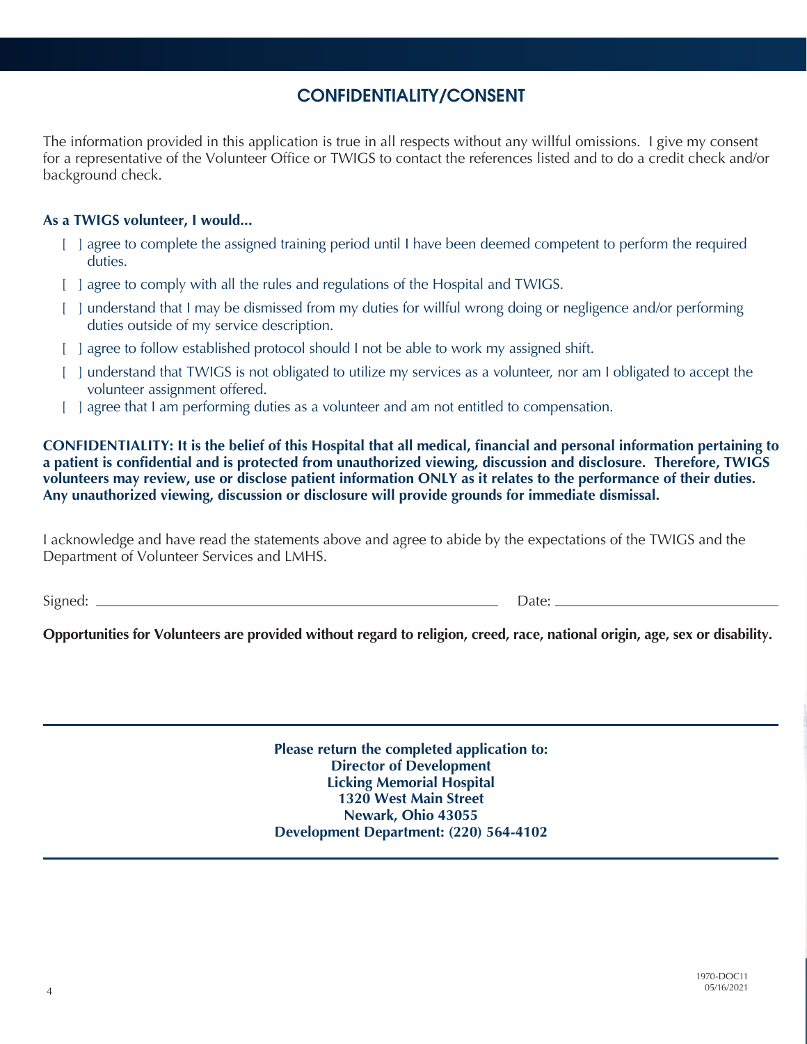## CONFIDENTIALITY/CONSENT

The information provided in this application is true in all respects without any willful omissions. I give my consent for a representative of the Volunteer Office or TWIGS to contact the references listed and to do a credit check and/or background check.

**As a TWIGS volunteer, I would...**

- [ ] agree to complete the assigned training period until I have been deemed competent to perform the required duties.
- [ ] agree to comply with all the rules and regulations of the Hospital and TWIGS.
- [ ] understand that I may be dismissed from my duties for willful wrong doing or negligence and/or performing duties outside of my service description.
- [ ] agree to follow established protocol should I not be able to work my assigned shift.
- [ ] understand that TWIGS is not obligated to utilize my services as a volunteer, nor am I obligated to accept the volunteer assignment offered.
- [ ] agree that I am performing duties as a volunteer and am not entitled to compensation.

**CONFIDENTIALITY: It is the belief of this Hospital that all medical, financial and personal information pertaining to a patient is confidential and is protected from unauthorized viewing, discussion and disclosure. Therefore, TWIGS volunteers may review, use or disclose patient information ONLY as it relates to the performance of their duties. Any unauthorized viewing, discussion or disclosure will provide grounds for immediate dismissal.**

I acknowledge and have read the statements above and agree to abide by the expectations of the TWIGS and the Department of Volunteer Services and LMHS.

Signed: ______________________________ Date: ____________________

**Opportunities for Volunteers are provided without regard to religion, creed, race, national origin, age, sex or disability.**

---

**Please return the completed application to:**
**Director of Development**
**Licking Memorial Hospital**
**1320 West Main Street**
**Newark, Ohio 43055**
**Development Department: (220) 564-4102**

---

1970-DOC11
05/16/2021